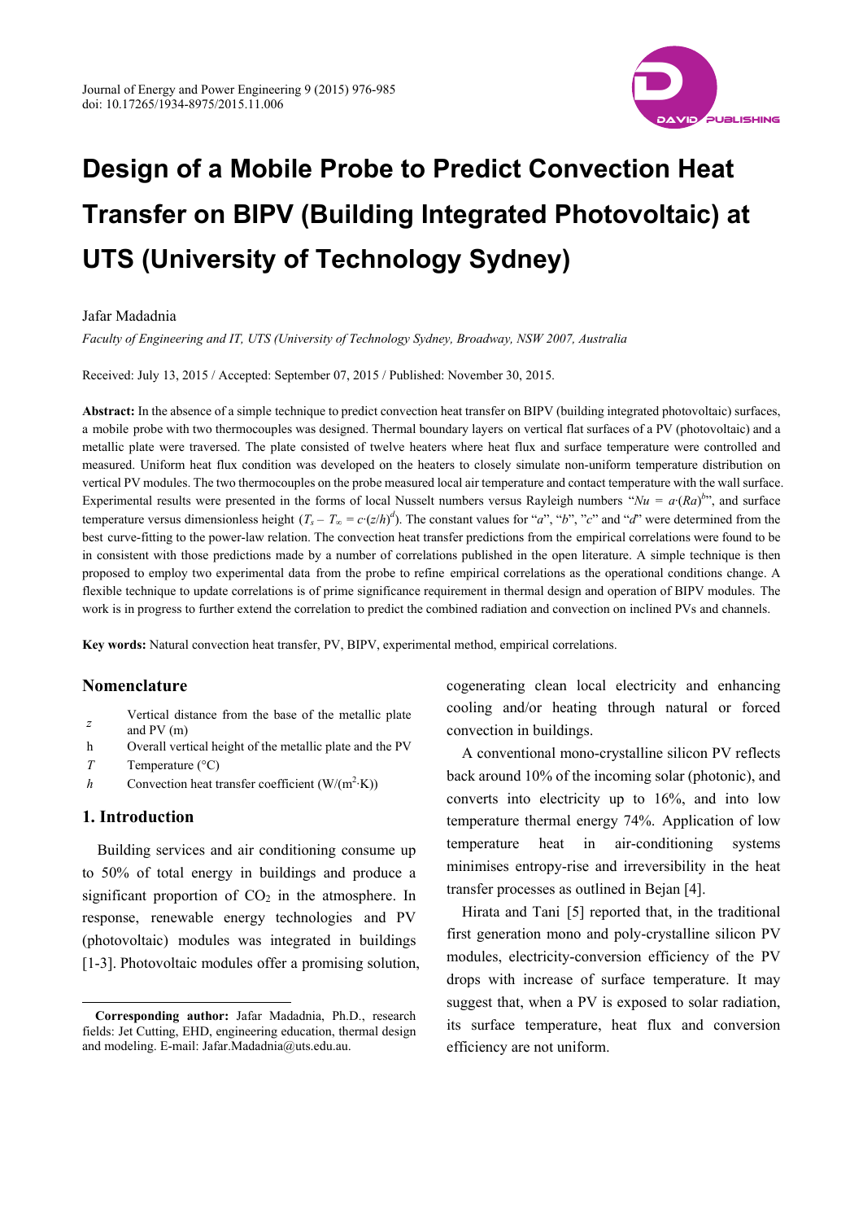# Design of a Mobile Probe to Predict Convection Heat Transfer on BIPV (Building Integrated Photovoltaic) at UTS (University of Technology Sydney)

Jafar Madadnia

*Faculty of Engineering and IT, UTS (University of Technology Sydney, Broadway, NSW 2007, Australia*

Received: July 13, 2015 / Accepted: September 07, 2015 / Published: November 30, 2015.

**Abstract:** In the absence of a simple technique to predict convection heat transfer on BIPV (building integrated photovoltaic) surfaces, a mobile probe with two thermocouples was designed. Thermal boundary layers on vertical flat surfaces of a PV (photovoltaic) and a metallic plate were traversed. The plate consisted of twelve heaters where heat flux and surface temperature were controlled and measured. Uniform heat flux condition was developed on the heaters to closely simulate non-uniform temperature distribution on vertical PV modules. The two thermocouples on the probe measured local air temperature and contact temperature with the wall surface. Experimental results were presented in the forms of local Nusselt numbers versus Rayleigh numbers "$Nu = a \cdot (Ra)^b$", and surface temperature versus dimensionless height ($T_s - T_\infty = c \cdot (z/h)^d$). The constant values for "*a*", "*b*", "*c*" and "*d*" were determined from the best curve-fitting to the power-law relation. The convection heat transfer predictions from the empirical correlations were found to be in consistent with those predictions made by a number of correlations published in the open literature. A simple technique is then proposed to employ two experimental data from the probe to refine empirical correlations as the operational conditions change. A flexible technique to update correlations is of prime significance requirement in thermal design and operation of BIPV modules. The work is in progress to further extend the correlation to predict the combined radiation and convection on inclined PVs and channels.

**Key words:** Natural convection heat transfer, PV, BIPV, experimental method, empirical correlations.

## Nomenclature

| | |
|---|---|
| $z$ | Vertical distance from the base of the metallic plate and PV (m) |
| h | Overall vertical height of the metallic plate and the PV |
| $T$ | Temperature (°C) |
| $h$ | Convection heat transfer coefficient (W/(m$^2$·K)) |

## 1. Introduction

Building services and air conditioning consume up to 50% of total energy in buildings and produce a significant proportion of $CO_2$ in the atmosphere. In response, renewable energy technologies and PV (photovoltaic) modules was integrated in buildings [1-3]. Photovoltaic modules offer a promising solution, cogenerating clean local electricity and enhancing cooling and/or heating through natural or forced convection in buildings.

A conventional mono-crystalline silicon PV reflects back around 10% of the incoming solar (photonic), and converts into electricity up to 16%, and into low temperature thermal energy 74%. Application of low temperature heat in air-conditioning systems minimises entropy-rise and irreversibility in the heat transfer processes as outlined in Bejan [4].

Hirata and Tani [5] reported that, in the traditional first generation mono and poly-crystalline silicon PV modules, electricity-conversion efficiency of the PV drops with increase of surface temperature. It may suggest that, when a PV is exposed to solar radiation, its surface temperature, heat flux and conversion efficiency are not uniform.

**Corresponding author:** Jafar Madadnia, Ph.D., research fields: Jet Cutting, EHD, engineering education, thermal design and modeling. E-mail: Jafar.Madadnia@uts.edu.au.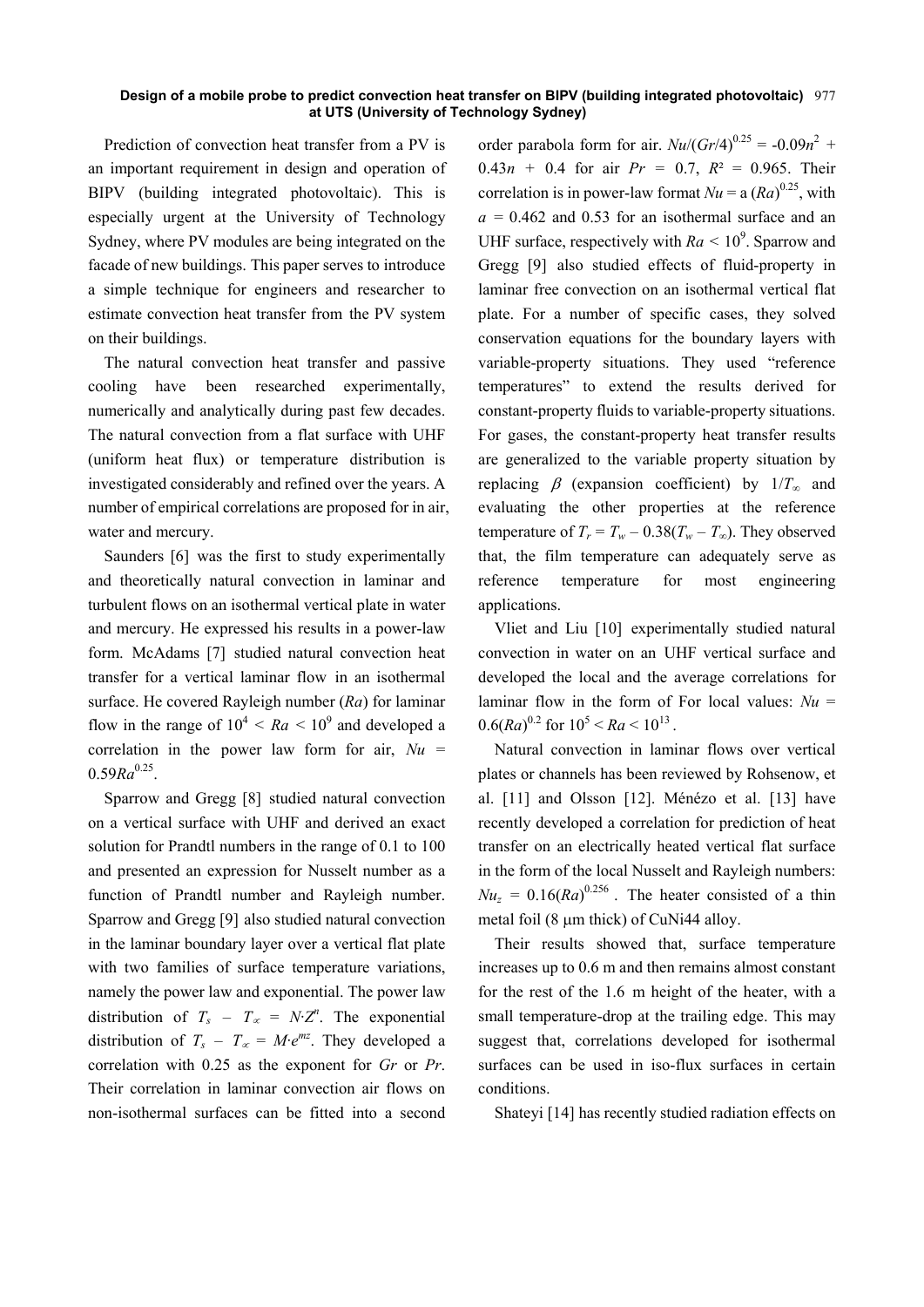Prediction of convection heat transfer from a PV is an important requirement in design and operation of BIPV (building integrated photovoltaic). This is especially urgent at the University of Technology Sydney, where PV modules are being integrated on the facade of new buildings. This paper serves to introduce a simple technique for engineers and researcher to estimate convection heat transfer from the PV system on their buildings.

The natural convection heat transfer and passive cooling have been researched experimentally, numerically and analytically during past few decades. The natural convection from a flat surface with UHF (uniform heat flux) or temperature distribution is investigated considerably and refined over the years. A number of empirical correlations are proposed for in air, water and mercury.

Saunders [6] was the first to study experimentally and theoretically natural convection in laminar and turbulent flows on an isothermal vertical plate in water and mercury. He expressed his results in a power-law form. McAdams [7] studied natural convection heat transfer for a vertical laminar flow in an isothermal surface. He covered Rayleigh number (*Ra*) for laminar flow in the range of $10^4 < Ra < 10^9$ and developed a correlation in the power law form for air, $Nu = 0.59Ra^{0.25}$.

Sparrow and Gregg [8] studied natural convection on a vertical surface with UHF and derived an exact solution for Prandtl numbers in the range of 0.1 to 100 and presented an expression for Nusselt number as a function of Prandtl number and Rayleigh number. Sparrow and Gregg [9] also studied natural convection in the laminar boundary layer over a vertical flat plate with two families of surface temperature variations, namely the power law and exponential. The power law distribution of $T_s - T_\infty = N \cdot Z^n$. The exponential distribution of $T_s - T_\infty = M \cdot e^{mz}$. They developed a correlation with 0.25 as the exponent for *Gr* or *Pr*. Their correlation in laminar convection air flows on non-isothermal surfaces can be fitted into a second order parabola form for air. $Nu/(Gr/4)^{0.25} = -0.09n^2 + 0.43n + 0.4$ for air $Pr = 0.7$, $R^2 = 0.965$. Their correlation is in power-law format $Nu = a\,(Ra)^{0.25}$, with $a = 0.462$ and 0.53 for an isothermal surface and an UHF surface, respectively with $Ra < 10^9$. Sparrow and Gregg [9] also studied effects of fluid-property in laminar free convection on an isothermal vertical flat plate. For a number of specific cases, they solved conservation equations for the boundary layers with variable-property situations. They used "reference temperatures" to extend the results derived for constant-property fluids to variable-property situations. For gases, the constant-property heat transfer results are generalized to the variable property situation by replacing $\beta$ (expansion coefficient) by $1/T_\infty$ and evaluating the other properties at the reference temperature of $T_r = T_w - 0.38(T_w - T_\infty)$. They observed that, the film temperature can adequately serve as reference temperature for most engineering applications.

Vliet and Liu [10] experimentally studied natural convection in water on an UHF vertical surface and developed the local and the average correlations for laminar flow in the form of For local values: $Nu = 0.6(Ra)^{0.2}$ for $10^5 < Ra < 10^{13}$.

Natural convection in laminar flows over vertical plates or channels has been reviewed by Rohsenow, et al. [11] and Olsson [12]. Ménézo et al. [13] have recently developed a correlation for prediction of heat transfer on an electrically heated vertical flat surface in the form of the local Nusselt and Rayleigh numbers: $Nu_z = 0.16(Ra)^{0.256}$. The heater consisted of a thin metal foil (8 μm thick) of CuNi44 alloy.

Their results showed that, surface temperature increases up to 0.6 m and then remains almost constant for the rest of the 1.6 m height of the heater, with a small temperature-drop at the trailing edge. This may suggest that, correlations developed for isothermal surfaces can be used in iso-flux surfaces in certain conditions.

Shateyi [14] has recently studied radiation effects on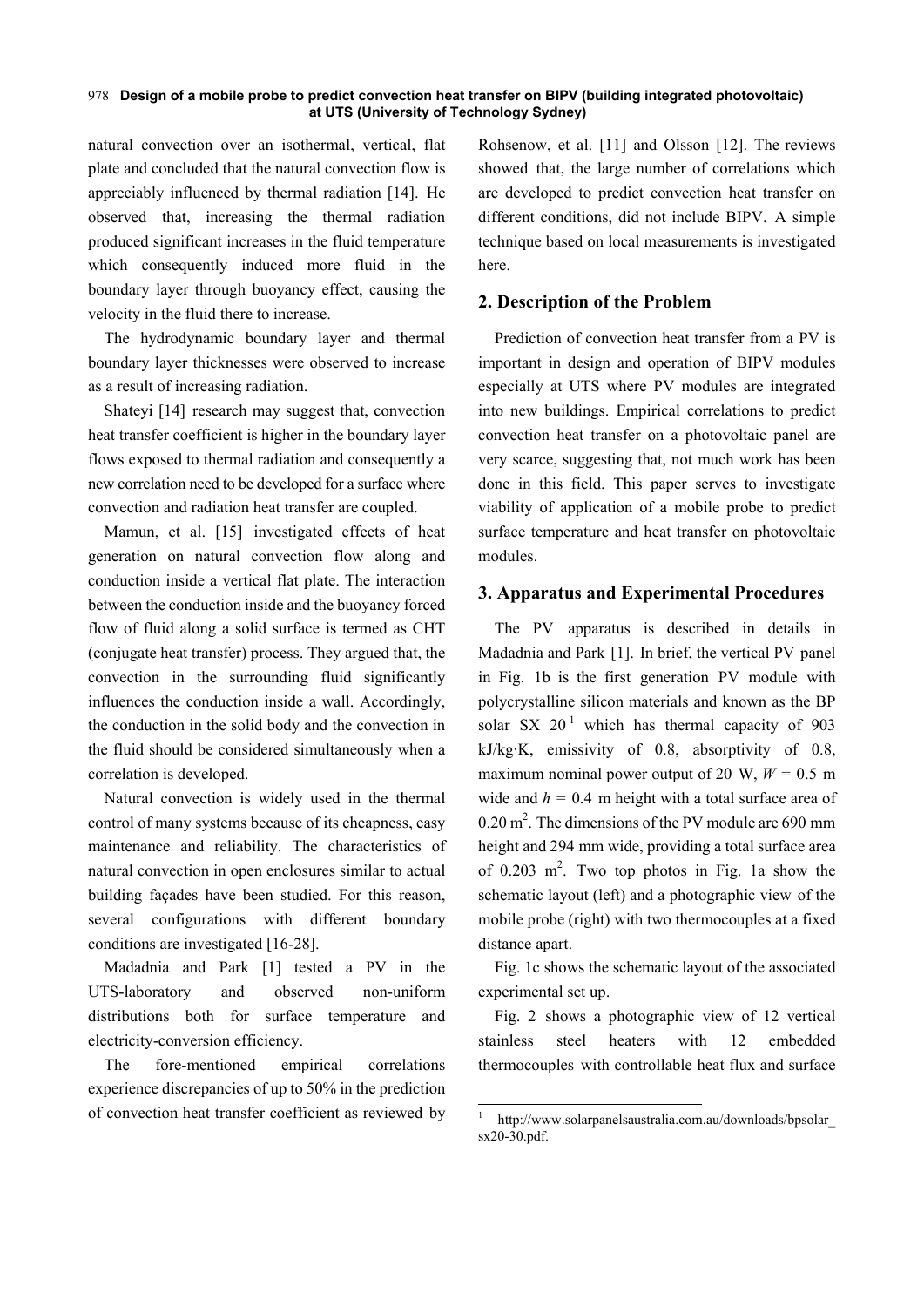natural convection over an isothermal, vertical, flat plate and concluded that the natural convection flow is appreciably influenced by thermal radiation [14]. He observed that, increasing the thermal radiation produced significant increases in the fluid temperature which consequently induced more fluid in the boundary layer through buoyancy effect, causing the velocity in the fluid there to increase.

The hydrodynamic boundary layer and thermal boundary layer thicknesses were observed to increase as a result of increasing radiation.

Shateyi [14] research may suggest that, convection heat transfer coefficient is higher in the boundary layer flows exposed to thermal radiation and consequently a new correlation need to be developed for a surface where convection and radiation heat transfer are coupled.

Mamun, et al. [15] investigated effects of heat generation on natural convection flow along and conduction inside a vertical flat plate. The interaction between the conduction inside and the buoyancy forced flow of fluid along a solid surface is termed as CHT (conjugate heat transfer) process. They argued that, the convection in the surrounding fluid significantly influences the conduction inside a wall. Accordingly, the conduction in the solid body and the convection in the fluid should be considered simultaneously when a correlation is developed.

Natural convection is widely used in the thermal control of many systems because of its cheapness, easy maintenance and reliability. The characteristics of natural convection in open enclosures similar to actual building façades have been studied. For this reason, several configurations with different boundary conditions are investigated [16-28].

Madadnia and Park [1] tested a PV in the UTS-laboratory and observed non-uniform distributions both for surface temperature and electricity-conversion efficiency.

The fore-mentioned empirical correlations experience discrepancies of up to 50% in the prediction of convection heat transfer coefficient as reviewed by Rohsenow, et al. [11] and Olsson [12]. The reviews showed that, the large number of correlations which are developed to predict convection heat transfer on different conditions, did not include BIPV. A simple technique based on local measurements is investigated here.

## 2. Description of the Problem

Prediction of convection heat transfer from a PV is important in design and operation of BIPV modules especially at UTS where PV modules are integrated into new buildings. Empirical correlations to predict convection heat transfer on a photovoltaic panel are very scarce, suggesting that, not much work has been done in this field. This paper serves to investigate viability of application of a mobile probe to predict surface temperature and heat transfer on photovoltaic modules.

## 3. Apparatus and Experimental Procedures

The PV apparatus is described in details in Madadnia and Park [1]. In brief, the vertical PV panel in Fig. 1b is the first generation PV module with polycrystalline silicon materials and known as the BP solar SX 20 [1] which has thermal capacity of 903 kJ/kg·K, emissivity of 0.8, absorptivity of 0.8, maximum nominal power output of 20 W, $W$ = 0.5 m wide and $h$ = 0.4 m height with a total surface area of 0.20 $m^2$. The dimensions of the PV module are 690 mm height and 294 mm wide, providing a total surface area of 0.203 $m^2$. Two top photos in Fig. 1a show the schematic layout (left) and a photographic view of the mobile probe (right) with two thermocouples at a fixed distance apart.

Fig. 1c shows the schematic layout of the associated experimental set up.

Fig. 2 shows a photographic view of 12 vertical stainless steel heaters with 12 embedded thermocouples with controllable heat flux and surface

[1] http://www.solarpanelsaustralia.com.au/downloads/bpsolar_sx20-30.pdf.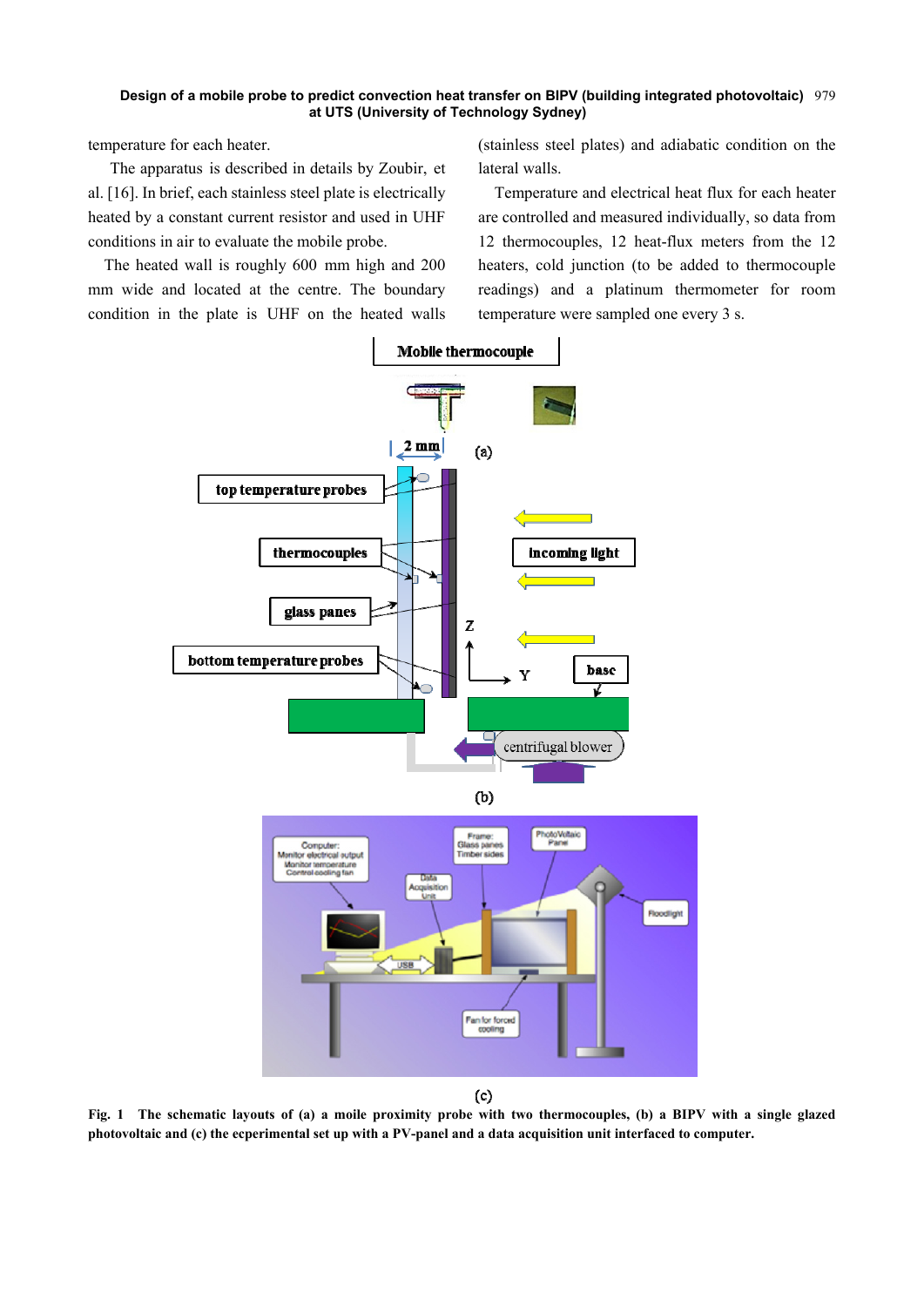temperature for each heater.

The apparatus is described in details by Zoubir, et al. [16]. In brief, each stainless steel plate is electrically heated by a constant current resistor and used in UHF conditions in air to evaluate the mobile probe.

The heated wall is roughly 600 mm high and 200 mm wide and located at the centre. The boundary condition in the plate is UHF on the heated walls (stainless steel plates) and adiabatic condition on the lateral walls.

Temperature and electrical heat flux for each heater are controlled and measured individually, so data from 12 thermocouples, 12 heat-flux meters from the 12 heaters, cold junction (to be added to thermocouple readings) and a platinum thermometer for room temperature were sampled one every 3 s.

Fig. 1 The schematic layouts of (a) a moile proximity probe with two thermocouples, (b) a BIPV with a single glazed photovoltaic and (c) the ecperimental set up with a PV-panel and a data acquisition unit interfaced to computer.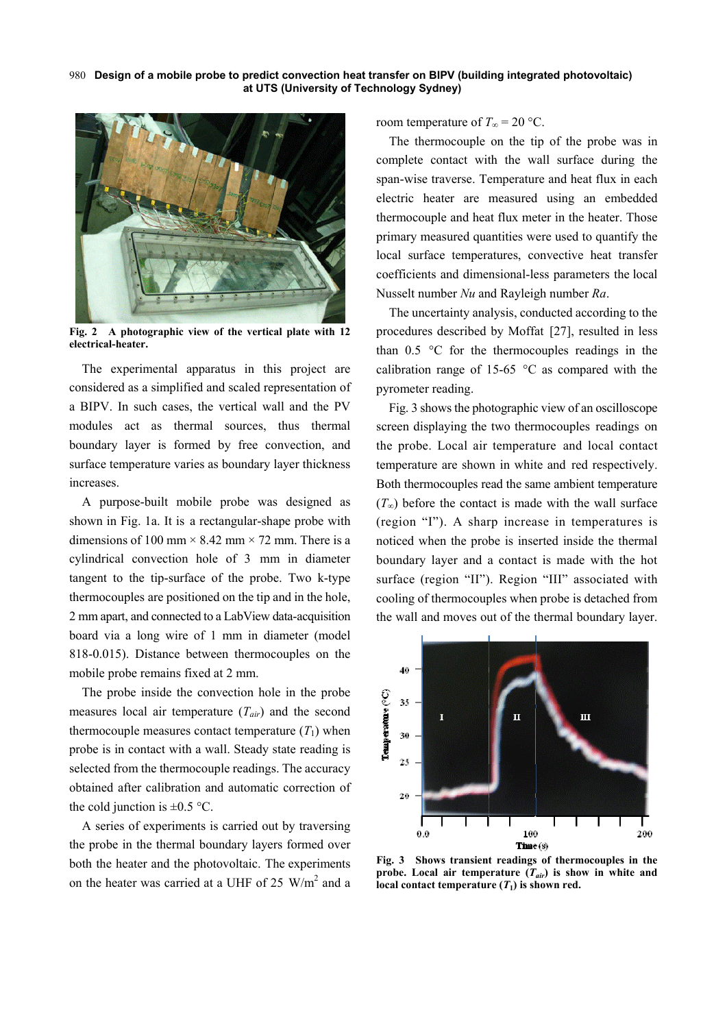Fig. 2 A photographic view of the vertical plate with 12 electrical-heater.

The experimental apparatus in this project are considered as a simplified and scaled representation of a BIPV. In such cases, the vertical wall and the PV modules act as thermal sources, thus thermal boundary layer is formed by free convection, and surface temperature varies as boundary layer thickness increases.

A purpose-built mobile probe was designed as shown in Fig. 1a. It is a rectangular-shape probe with dimensions of 100 mm × 8.42 mm × 72 mm. There is a cylindrical convection hole of 3 mm in diameter tangent to the tip-surface of the probe. Two k-type thermocouples are positioned on the tip and in the hole, 2 mm apart, and connected to a LabView data-acquisition board via a long wire of 1 mm in diameter (model 818-0.015). Distance between thermocouples on the mobile probe remains fixed at 2 mm.

The probe inside the convection hole in the probe measures local air temperature ($T_{air}$) and the second thermocouple measures contact temperature ($T_1$) when probe is in contact with a wall. Steady state reading is selected from the thermocouple readings. The accuracy obtained after calibration and automatic correction of the cold junction is ±0.5 °C.

A series of experiments is carried out by traversing the probe in the thermal boundary layers formed over both the heater and the photovoltaic. The experiments on the heater was carried at a UHF of 25 W/m$^2$ and a room temperature of $T_\infty = 20$ °C.

The thermocouple on the tip of the probe was in complete contact with the wall surface during the span-wise traverse. Temperature and heat flux in each electric heater are measured using an embedded thermocouple and heat flux meter in the heater. Those primary measured quantities were used to quantify the local surface temperatures, convective heat transfer coefficients and dimensional-less parameters the local Nusselt number *Nu* and Rayleigh number *Ra*.

The uncertainty analysis, conducted according to the procedures described by Moffat [27], resulted in less than 0.5 °C for the thermocouples readings in the calibration range of 15-65 °C as compared with the pyrometer reading.

Fig. 3 shows the photographic view of an oscilloscope screen displaying the two thermocouples readings on the probe. Local air temperature and local contact temperature are shown in white and red respectively. Both thermocouples read the same ambient temperature ($T_\infty$) before the contact is made with the wall surface (region "I"). A sharp increase in temperatures is noticed when the probe is inserted inside the thermal boundary layer and a contact is made with the hot surface (region "II"). Region "III" associated with cooling of thermocouples when probe is detached from the wall and moves out of the thermal boundary layer.

Fig. 3 Shows transient readings of thermocouples in the probe. Local air temperature ($T_{air}$) is show in white and local contact temperature ($T_1$) is shown red.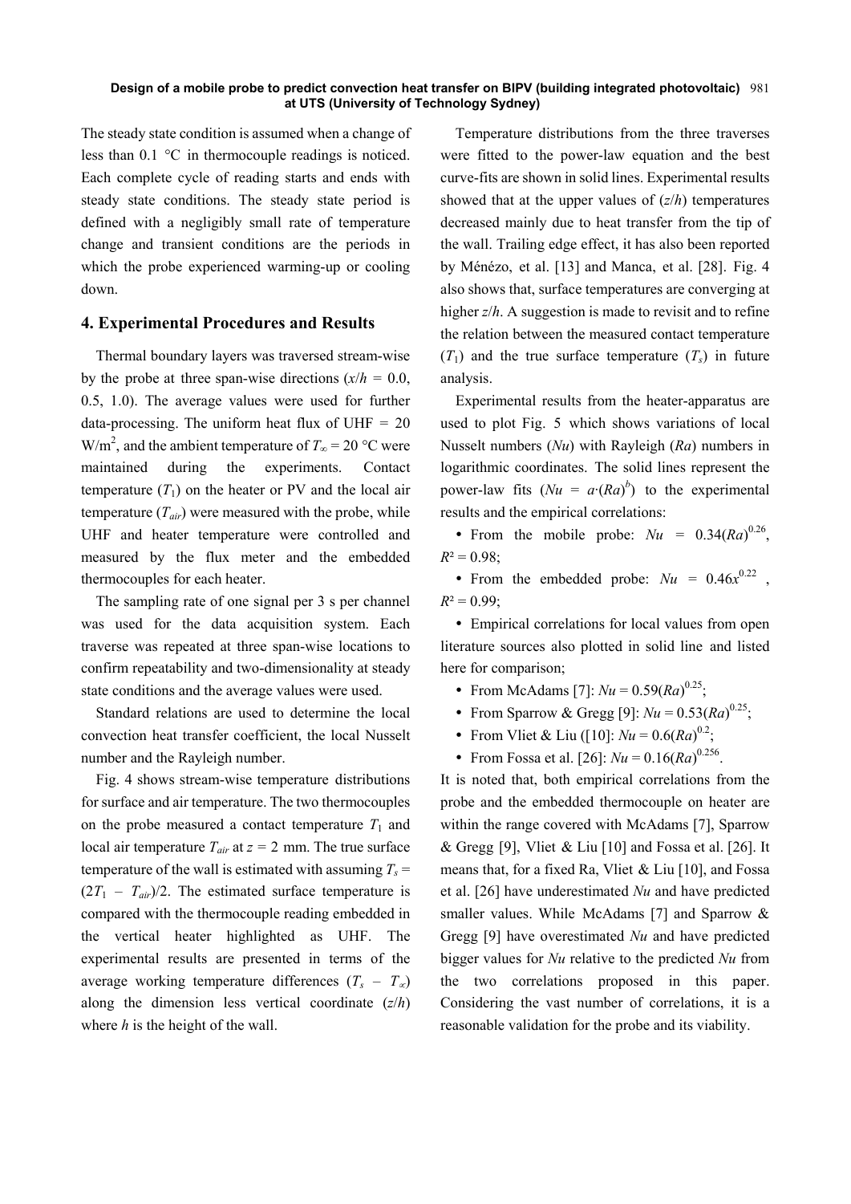The steady state condition is assumed when a change of less than 0.1 °C in thermocouple readings is noticed. Each complete cycle of reading starts and ends with steady state conditions. The steady state period is defined with a negligibly small rate of temperature change and transient conditions are the periods in which the probe experienced warming-up or cooling down.

## 4. Experimental Procedures and Results

Thermal boundary layers was traversed stream-wise by the probe at three span-wise directions ($x/h$ = 0.0, 0.5, 1.0). The average values were used for further data-processing. The uniform heat flux of UHF = 20 W/m$^2$, and the ambient temperature of $T_\infty$ = 20 °C were maintained during the experiments. Contact temperature ($T_1$) on the heater or PV and the local air temperature ($T_{air}$) were measured with the probe, while UHF and heater temperature were controlled and measured by the flux meter and the embedded thermocouples for each heater.

The sampling rate of one signal per 3 s per channel was used for the data acquisition system. Each traverse was repeated at three span-wise locations to confirm repeatability and two-dimensionality at steady state conditions and the average values were used.

Standard relations are used to determine the local convection heat transfer coefficient, the local Nusselt number and the Rayleigh number.

Fig. 4 shows stream-wise temperature distributions for surface and air temperature. The two thermocouples on the probe measured a contact temperature $T_1$ and local air temperature $T_{air}$ at $z$ = 2 mm. The true surface temperature of the wall is estimated with assuming $T_s = (2T_1 - T_{air})/2$. The estimated surface temperature is compared with the thermocouple reading embedded in the vertical heater highlighted as UHF. The experimental results are presented in terms of the average working temperature differences ($T_s - T_\infty$) along the dimension less vertical coordinate ($z/h$) where $h$ is the height of the wall.

Temperature distributions from the three traverses were fitted to the power-law equation and the best curve-fits are shown in solid lines. Experimental results showed that at the upper values of ($z/h$) temperatures decreased mainly due to heat transfer from the tip of the wall. Trailing edge effect, it has also been reported by Ménézo, et al. [13] and Manca, et al. [28]. Fig. 4 also shows that, surface temperatures are converging at higher $z/h$. A suggestion is made to revisit and to refine the relation between the measured contact temperature ($T_1$) and the true surface temperature ($T_s$) in future analysis.

Experimental results from the heater-apparatus are used to plot Fig. 5 which shows variations of local Nusselt numbers ($Nu$) with Rayleigh ($Ra$) numbers in logarithmic coordinates. The solid lines represent the power-law fits ($Nu = a\cdot(Ra)^b$) to the experimental results and the empirical correlations:

- From the mobile probe: $Nu = 0.34(Ra)^{0.26}$, $R^2 = 0.98$;
- From the embedded probe: $Nu = 0.46x^{0.22}$ , $R^2 = 0.99$;
- Empirical correlations for local values from open literature sources also plotted in solid line and listed here for comparison;
- From McAdams [7]: $Nu = 0.59(Ra)^{0.25}$;
- From Sparrow & Gregg [9]: $Nu = 0.53(Ra)^{0.25}$;
- From Vliet & Liu ([10]: $Nu = 0.6(Ra)^{0.2}$;
- From Fossa et al. [26]: $Nu = 0.16(Ra)^{0.256}$.

It is noted that, both empirical correlations from the probe and the embedded thermocouple on heater are within the range covered with McAdams [7], Sparrow & Gregg [9], Vliet & Liu [10] and Fossa et al. [26]. It means that, for a fixed Ra, Vliet & Liu [10], and Fossa et al. [26] have underestimated $Nu$ and have predicted smaller values. While McAdams [7] and Sparrow & Gregg [9] have overestimated $Nu$ and have predicted bigger values for $Nu$ relative to the predicted $Nu$ from the two correlations proposed in this paper. Considering the vast number of correlations, it is a reasonable validation for the probe and its viability.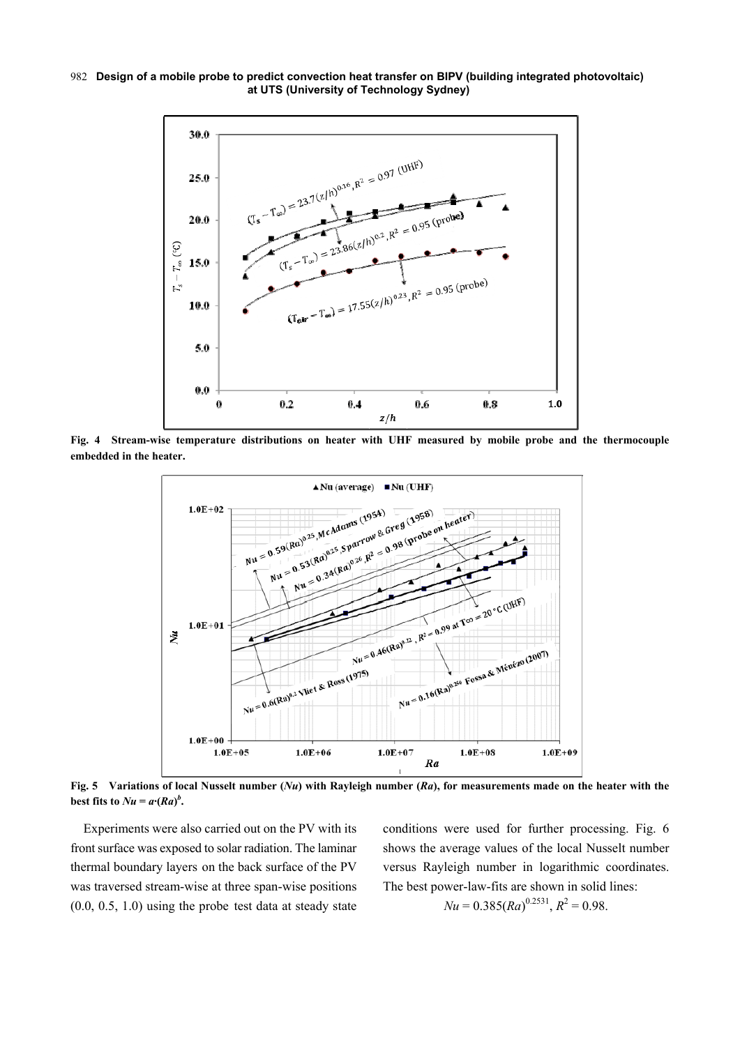Fig. 4 Stream-wise temperature distributions on heater with UHF measured by mobile probe and the thermocouple embedded in the heater.

Fig. 5 Variations of local Nusselt number ($Nu$) with Rayleigh number ($Ra$), for measurements made on the heater with the best fits to $Nu = a{\cdot}(Ra)^b$.

Experiments were also carried out on the PV with its front surface was exposed to solar radiation. The laminar thermal boundary layers on the back surface of the PV was traversed stream-wise at three span-wise positions (0.0, 0.5, 1.0) using the probe test data at steady state conditions were used for further processing. Fig. 6 shows the average values of the local Nusselt number versus Rayleigh number in logarithmic coordinates. The best power-law-fits are shown in solid lines:

$$Nu = 0.385(Ra)^{0.2531},\ R^2 = 0.98.$$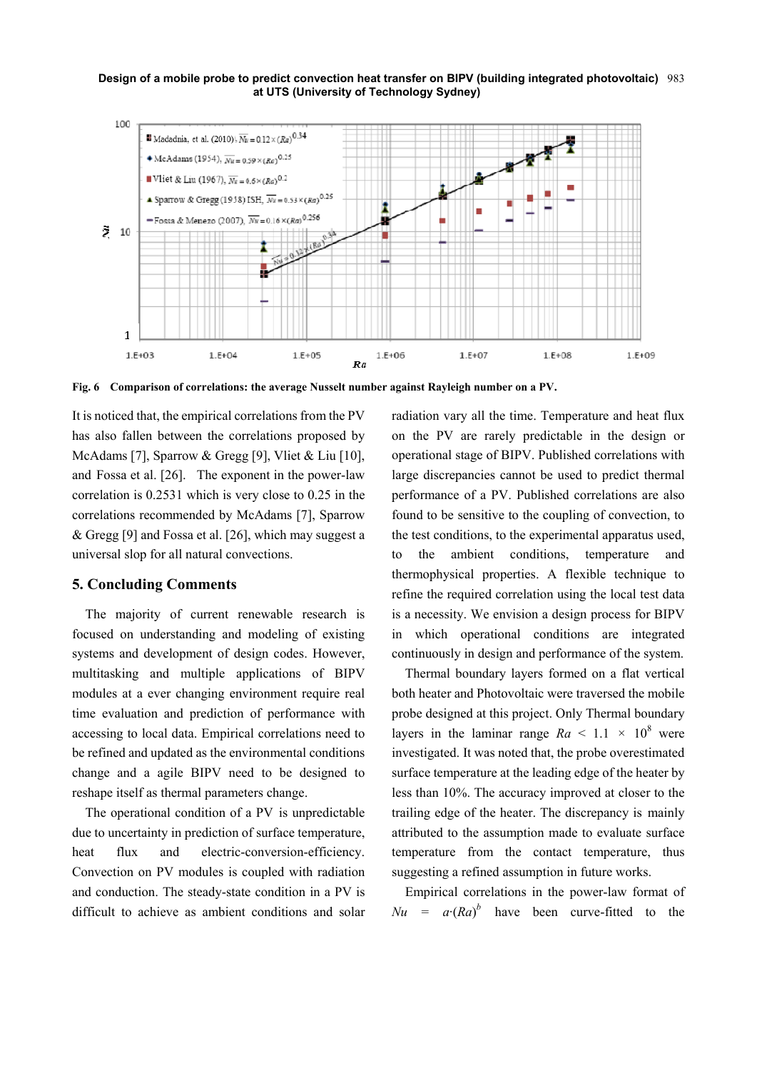Fig. 6 Comparison of correlations: the average Nusselt number against Rayleigh number on a PV.

It is noticed that, the empirical correlations from the PV has also fallen between the correlations proposed by McAdams [7], Sparrow & Gregg [9], Vliet & Liu [10], and Fossa et al. [26]. The exponent in the power-law correlation is 0.2531 which is very close to 0.25 in the correlations recommended by McAdams [7], Sparrow & Gregg [9] and Fossa et al. [26], which may suggest a universal slop for all natural convections.

## 5. Concluding Comments

The majority of current renewable research is focused on understanding and modeling of existing systems and development of design codes. However, multitasking and multiple applications of BIPV modules at a ever changing environment require real time evaluation and prediction of performance with accessing to local data. Empirical correlations need to be refined and updated as the environmental conditions change and a agile BIPV need to be designed to reshape itself as thermal parameters change.

The operational condition of a PV is unpredictable due to uncertainty in prediction of surface temperature, heat flux and electric-conversion-efficiency. Convection on PV modules is coupled with radiation and conduction. The steady-state condition in a PV is difficult to achieve as ambient conditions and solar radiation vary all the time. Temperature and heat flux on the PV are rarely predictable in the design or operational stage of BIPV. Published correlations with large discrepancies cannot be used to predict thermal performance of a PV. Published correlations are also found to be sensitive to the coupling of convection, to the test conditions, to the experimental apparatus used, to the ambient conditions, temperature and thermophysical properties. A flexible technique to refine the required correlation using the local test data is a necessity. We envision a design process for BIPV in which operational conditions are integrated continuously in design and performance of the system.

Thermal boundary layers formed on a flat vertical both heater and Photovoltaic were traversed the mobile probe designed at this project. Only Thermal boundary layers in the laminar range $Ra < 1.1 \times 10^8$ were investigated. It was noted that, the probe overestimated surface temperature at the leading edge of the heater by less than 10%. The accuracy improved at closer to the trailing edge of the heater. The discrepancy is mainly attributed to the assumption made to evaluate surface temperature from the contact temperature, thus suggesting a refined assumption in future works.

Empirical correlations in the power-law format of $Nu = a \cdot (Ra)^b$ have been curve-fitted to the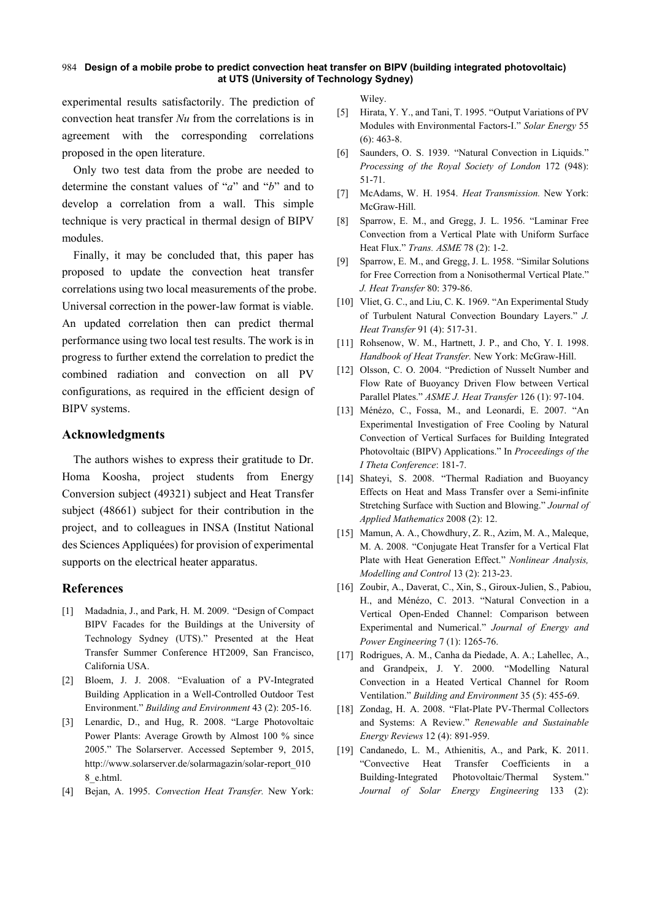experimental results satisfactorily. The prediction of convection heat transfer *Nu* from the correlations is in agreement with the corresponding correlations proposed in the open literature.

Only two test data from the probe are needed to determine the constant values of "*a*" and "*b*" and to develop a correlation from a wall. This simple technique is very practical in thermal design of BIPV modules.

Finally, it may be concluded that, this paper has proposed to update the convection heat transfer correlations using two local measurements of the probe. Universal correction in the power-law format is viable. An updated correlation then can predict thermal performance using two local test results. The work is in progress to further extend the correlation to predict the combined radiation and convection on all PV configurations, as required in the efficient design of BIPV systems.

## Acknowledgments

The authors wishes to express their gratitude to Dr. Homa Koosha, project students from Energy Conversion subject (49321) subject and Heat Transfer subject (48661) subject for their contribution in the project, and to colleagues in INSA (Institut National des Sciences Appliquées) for provision of experimental supports on the electrical heater apparatus.

## References

[1] Madadnia, J., and Park, H. M. 2009. "Design of Compact BIPV Facades for the Buildings at the University of Technology Sydney (UTS)." Presented at the Heat Transfer Summer Conference HT2009, San Francisco, California USA.

[2] Bloem, J. J. 2008. "Evaluation of a PV-Integrated Building Application in a Well-Controlled Outdoor Test Environment." *Building and Environment* 43 (2): 205-16.

[3] Lenardic, D., and Hug, R. 2008. "Large Photovoltaic Power Plants: Average Growth by Almost 100 % since 2005." The Solarserver. Accessed September 9, 2015, http://www.solarserver.de/solarmagazin/solar-report_0108_e.html.

[4] Bejan, A. 1995. *Convection Heat Transfer.* New York: Wiley.

[5] Hirata, Y. Y., and Tani, T. 1995. "Output Variations of PV Modules with Environmental Factors-I." *Solar Energy* 55 (6): 463-8.

[6] Saunders, O. S. 1939. "Natural Convection in Liquids." *Processing of the Royal Society of London* 172 (948): 51-71.

[7] McAdams, W. H. 1954. *Heat Transmission.* New York: McGraw-Hill.

[8] Sparrow, E. M., and Gregg, J. L. 1956. "Laminar Free Convection from a Vertical Plate with Uniform Surface Heat Flux." *Trans. ASME* 78 (2): 1-2.

[9] Sparrow, E. M., and Gregg, J. L. 1958. "Similar Solutions for Free Correction from a Nonisothermal Vertical Plate." *J. Heat Transfer* 80: 379-86.

[10] Vliet, G. C., and Liu, C. K. 1969. "An Experimental Study of Turbulent Natural Convection Boundary Layers." *J. Heat Transfer* 91 (4): 517-31.

[11] Rohsenow, W. M., Hartnett, J. P., and Cho, Y. I. 1998. *Handbook of Heat Transfer.* New York: McGraw-Hill.

[12] Olsson, C. O. 2004. "Prediction of Nusselt Number and Flow Rate of Buoyancy Driven Flow between Vertical Parallel Plates." *ASME J. Heat Transfer* 126 (1): 97-104.

[13] Ménézo, C., Fossa, M., and Leonardi, E. 2007. "An Experimental Investigation of Free Cooling by Natural Convection of Vertical Surfaces for Building Integrated Photovoltaic (BIPV) Applications." In *Proceedings of the I Theta Conference*: 181-7.

[14] Shateyi, S. 2008. "Thermal Radiation and Buoyancy Effects on Heat and Mass Transfer over a Semi-infinite Stretching Surface with Suction and Blowing." *Journal of Applied Mathematics* 2008 (2): 12.

[15] Mamun, A. A., Chowdhury, Z. R., Azim, M. A., Maleque, M. A. 2008. "Conjugate Heat Transfer for a Vertical Flat Plate with Heat Generation Effect." *Nonlinear Analysis, Modelling and Control* 13 (2): 213-23.

[16] Zoubir, A., Daverat, C., Xin, S., Giroux-Julien, S., Pabiou, H., and Ménézo, C. 2013. "Natural Convection in a Vertical Open-Ended Channel: Comparison between Experimental and Numerical." *Journal of Energy and Power Engineering* 7 (1): 1265-76.

[17] Rodrigues, A. M., Canha da Piedade, A. A.; Lahellec, A., and Grandpeix, J. Y. 2000. "Modelling Natural Convection in a Heated Vertical Channel for Room Ventilation." *Building and Environment* 35 (5): 455-69.

[18] Zondag, H. A. 2008. "Flat-Plate PV-Thermal Collectors and Systems: A Review." *Renewable and Sustainable Energy Reviews* 12 (4): 891-959.

[19] Candanedo, L. M., Athienitis, A., and Park, K. 2011. "Convective Heat Transfer Coefficients in a Building-Integrated Photovoltaic/Thermal System." *Journal of Solar Energy Engineering* 133 (2):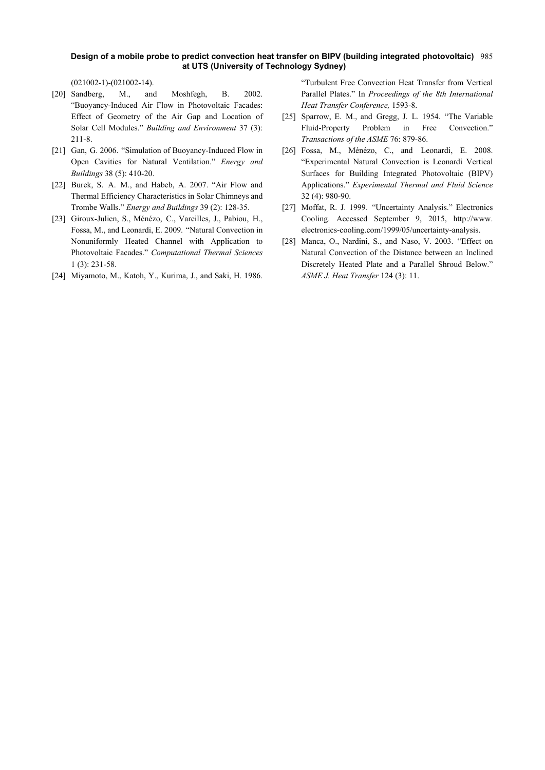(021002-1)-(021002-14).

[20] Sandberg, M., and Moshfegh, B. 2002. "Buoyancy-Induced Air Flow in Photovoltaic Facades: Effect of Geometry of the Air Gap and Location of Solar Cell Modules." *Building and Environment* 37 (3): 211-8.

[21] Gan, G. 2006. "Simulation of Buoyancy-Induced Flow in Open Cavities for Natural Ventilation." *Energy and Buildings* 38 (5): 410-20.

[22] Burek, S. A. M., and Habeb, A. 2007. "Air Flow and Thermal Efficiency Characteristics in Solar Chimneys and Trombe Walls." *Energy and Buildings* 39 (2): 128-35.

[23] Giroux-Julien, S., Ménézo, C., Vareilles, J., Pabiou, H., Fossa, M., and Leonardi, E. 2009. "Natural Convection in Nonuniformly Heated Channel with Application to Photovoltaic Facades." *Computational Thermal Sciences* 1 (3): 231-58.

[24] Miyamoto, M., Katoh, Y., Kurima, J., and Saki, H. 1986. "Turbulent Free Convection Heat Transfer from Vertical Parallel Plates." In *Proceedings of the 8th International Heat Transfer Conference,* 1593-8.

[25] Sparrow, E. M., and Gregg, J. L. 1954. "The Variable Fluid-Property Problem in Free Convection." *Transactions of the ASME* 76: 879-86.

[26] Fossa, M., Ménézo, C., and Leonardi, E. 2008. "Experimental Natural Convection is Leonardi Vertical Surfaces for Building Integrated Photovoltaic (BIPV) Applications." *Experimental Thermal and Fluid Science* 32 (4): 980-90.

[27] Moffat, R. J. 1999. "Uncertainty Analysis." Electronics Cooling. Accessed September 9, 2015, http://www.electronics-cooling.com/1999/05/uncertainty-analysis.

[28] Manca, O., Nardini, S., and Naso, V. 2003. "Effect on Natural Convection of the Distance between an Inclined Discretely Heated Plate and a Parallel Shroud Below." *ASME J. Heat Transfer* 124 (3): 11.